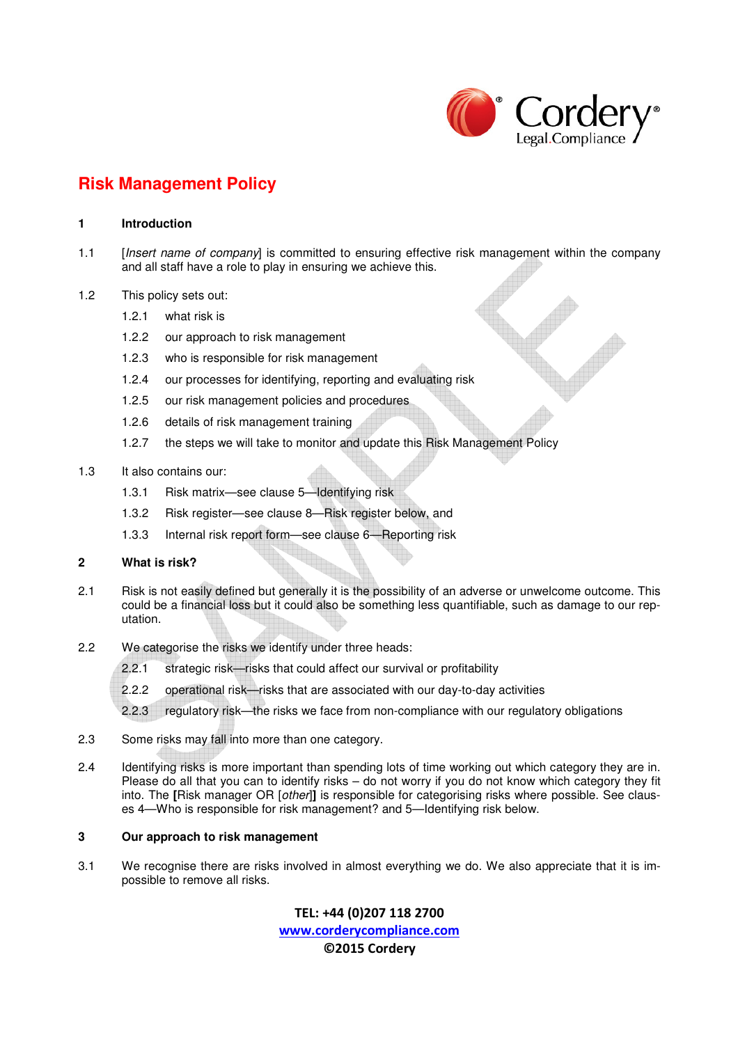# Risk Management Policy

## 1 Introduction

1.1 [*Insert name of company*] is committed to ensuring effective risk management within the company and all staff have a role to play in ensuring we achieve this.

1.2 This policy sets out:

- 1.2.1 what risk is
- 1.2.2 our approach to risk management
- 1.2.3 who is responsible for risk management
- 1.2.4 our processes for identifying, reporting and evaluating risk
- 1.2.5 our risk management policies and procedures
- 1.2.6 details of risk management training
- 1.2.7 the steps we will take to monitor and update this Risk Management Policy

1.3 It also contains our:

- 1.3.1 Risk matrix—see clause 5—Identifying risk
- 1.3.2 Risk register—see clause 8—Risk register below, and
- 1.3.3 Internal risk report form—see clause 6—Reporting risk

## 2 What is risk?

2.1 Risk is not easily defined but generally it is the possibility of an adverse or unwelcome outcome. This could be a financial loss but it could also be something less quantifiable, such as damage to our reputation.

2.2 We categorise the risks we identify under three heads:

- 2.2.1 strategic risk—risks that could affect our survival or profitability
- 2.2.2 operational risk—risks that are associated with our day-to-day activities
- 2.2.3 regulatory risk—the risks we face from non-compliance with our regulatory obligations

2.3 Some risks may fall into more than one category.

2.4 Identifying risks is more important than spending lots of time working out which category they are in. Please do all that you can to identify risks – do not worry if you do not know which category they fit into. The **[**Risk manager OR [*other*]**]** is responsible for categorising risks where possible. See clauses 4—Who is responsible for risk management? and 5—Identifying risk below.

## 3 Our approach to risk management

3.1 We recognise there are risks involved in almost everything we do. We also appreciate that it is impossible to remove all risks.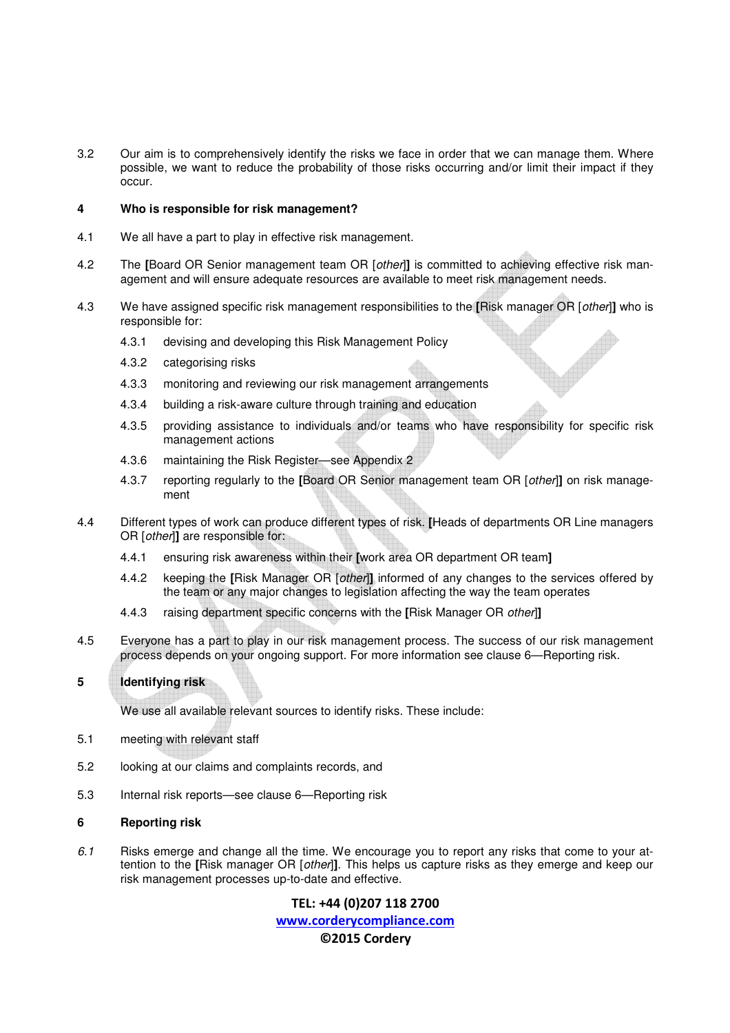3.2 Our aim is to comprehensively identify the risks we face in order that we can manage them. Where possible, we want to reduce the probability of those risks occurring and/or limit their impact if they occur.

**4 Who is responsible for risk management?**

4.1 We all have a part to play in effective risk management.

4.2 The **[**Board OR Senior management team OR [*other*]**]** is committed to achieving effective risk management and will ensure adequate resources are available to meet risk management needs.

4.3 We have assigned specific risk management responsibilities to the **[**Risk manager OR [*other*]**]** who is responsible for:

- 4.3.1 devising and developing this Risk Management Policy
- 4.3.2 categorising risks
- 4.3.3 monitoring and reviewing our risk management arrangements
- 4.3.4 building a risk-aware culture through training and education
- 4.3.5 providing assistance to individuals and/or teams who have responsibility for specific risk management actions
- 4.3.6 maintaining the Risk Register—see Appendix 2
- 4.3.7 reporting regularly to the **[**Board OR Senior management team OR [*other*]**]** on risk management

4.4 Different types of work can produce different types of risk. **[**Heads of departments OR Line managers OR [*other*]**]** are responsible for:

- 4.4.1 ensuring risk awareness within their **[**work area OR department OR team**]**
- 4.4.2 keeping the **[**Risk Manager OR [*other*]**]** informed of any changes to the services offered by the team or any major changes to legislation affecting the way the team operates
- 4.4.3 raising department specific concerns with the **[**Risk Manager OR *other*]**]**

4.5 Everyone has a part to play in our risk management process. The success of our risk management process depends on your ongoing support. For more information see clause 6—Reporting risk.

**5 Identifying risk**

We use all available relevant sources to identify risks. These include:

5.1 meeting with relevant staff

5.2 looking at our claims and complaints records, and

5.3 Internal risk reports—see clause 6—Reporting risk

**6 Reporting risk**

*6.1* Risks emerge and change all the time. We encourage you to report any risks that come to your attention to the **[**Risk manager OR [*other*]**]**. This helps us capture risks as they emerge and keep our risk management processes up-to-date and effective.

**TEL: +44 (0)207 118 2700**
**www.corderycompliance.com**
**©2015 Cordery**